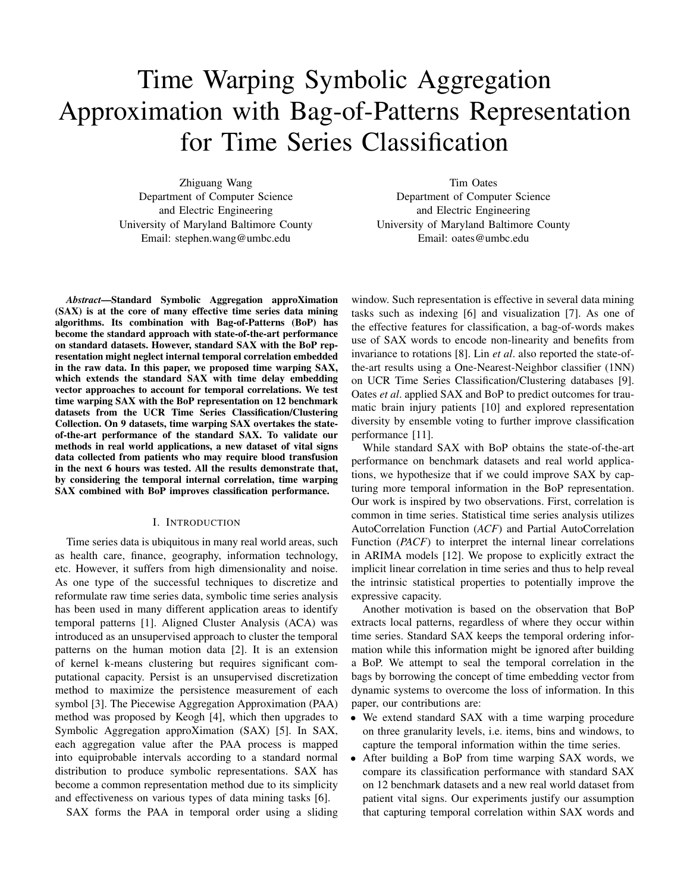# Time Warping Symbolic Aggregation Approximation with Bag-of-Patterns Representation for Time Series Classification

Zhiguang Wang
Department of Computer Science
and Electric Engineering
University of Maryland Baltimore County
Email: stephen.wang@umbc.edu

Tim Oates
Department of Computer Science
and Electric Engineering
University of Maryland Baltimore County
Email: oates@umbc.edu

***Abstract*—Standard Symbolic Aggregation approXimation (SAX) is at the core of many effective time series data mining algorithms. Its combination with Bag-of-Patterns (BoP) has become the standard approach with state-of-the-art performance on standard datasets. However, standard SAX with the BoP representation might neglect internal temporal correlation embedded in the raw data. In this paper, we proposed time warping SAX, which extends the standard SAX with time delay embedding vector approaches to account for temporal correlations. We test time warping SAX with the BoP representation on 12 benchmark datasets from the UCR Time Series Classification/Clustering Collection. On 9 datasets, time warping SAX overtakes the state-of-the-art performance of the standard SAX. To validate our methods in real world applications, a new dataset of vital signs data collected from patients who may require blood transfusion in the next 6 hours was tested. All the results demonstrate that, by considering the temporal internal correlation, time warping SAX combined with BoP improves classification performance.**

## I. Introduction

Time series data is ubiquitous in many real world areas, such as health care, finance, geography, information technology, etc. However, it suffers from high dimensionality and noise. As one type of the successful techniques to discretize and reformulate raw time series data, symbolic time series analysis has been used in many different application areas to identify temporal patterns [1]. Aligned Cluster Analysis (ACA) was introduced as an unsupervised approach to cluster the temporal patterns on the human motion data [2]. It is an extension of kernel k-means clustering but requires significant computational capacity. Persist is an unsupervised discretization method to maximize the persistence measurement of each symbol [3]. The Piecewise Aggregation Approximation (PAA) method was proposed by Keogh [4], which then upgrades to Symbolic Aggregation approXimation (SAX) [5]. In SAX, each aggregation value after the PAA process is mapped into equiprobable intervals according to a standard normal distribution to produce symbolic representations. SAX has become a common representation method due to its simplicity and effectiveness on various types of data mining tasks [6].

SAX forms the PAA in temporal order using a sliding window. Such representation is effective in several data mining tasks such as indexing [6] and visualization [7]. As one of the effective features for classification, a bag-of-words makes use of SAX words to encode non-linearity and benefits from invariance to rotations [8]. Lin *et al*. also reported the state-of-the-art results using a One-Nearest-Neighbor classifier (1NN) on UCR Time Series Classification/Clustering databases [9]. Oates *et al*. applied SAX and BoP to predict outcomes for traumatic brain injury patients [10] and explored representation diversity by ensemble voting to further improve classification performance [11].

While standard SAX with BoP obtains the state-of-the-art performance on benchmark datasets and real world applications, we hypothesize that if we could improve SAX by capturing more temporal information in the BoP representation. Our work is inspired by two observations. First, correlation is common in time series. Statistical time series analysis utilizes AutoCorrelation Function (*ACF*) and Partial AutoCorrelation Function (*PACF*) to interpret the internal linear correlations in ARIMA models [12]. We propose to explicitly extract the implicit linear correlation in time series and thus to help reveal the intrinsic statistical properties to potentially improve the expressive capacity.

Another motivation is based on the observation that BoP extracts local patterns, regardless of where they occur within time series. Standard SAX keeps the temporal ordering information while this information might be ignored after building a BoP. We attempt to seal the temporal correlation in the bags by borrowing the concept of time embedding vector from dynamic systems to overcome the loss of information. In this paper, our contributions are:

- We extend standard SAX with a time warping procedure on three granularity levels, i.e. items, bins and windows, to capture the temporal information within the time series.
- After building a BoP from time warping SAX words, we compare its classification performance with standard SAX on 12 benchmark datasets and a new real world dataset from patient vital signs. Our experiments justify our assumption that capturing temporal correlation within SAX words and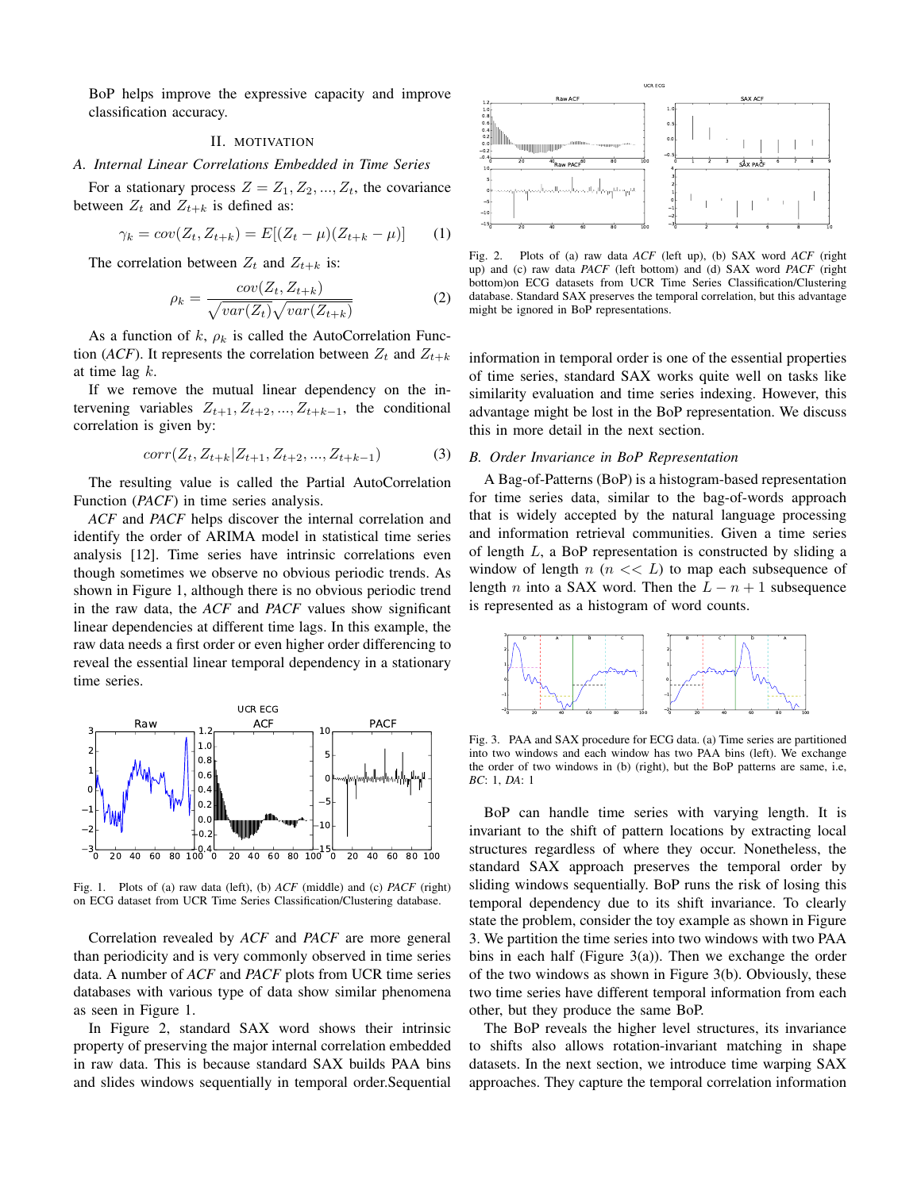BoP helps improve the expressive capacity and improve classification accuracy.

## II. MOTIVATION

### A. Internal Linear Correlations Embedded in Time Series

For a stationary process $Z = Z_1, Z_2, ..., Z_t$, the covariance between $Z_t$ and $Z_{t+k}$ is defined as:

$$\gamma_k = cov(Z_t, Z_{t+k}) = E[(Z_t - \mu)(Z_{t+k} - \mu)] \quad (1)$$

The correlation between $Z_t$ and $Z_{t+k}$ is:

$$\rho_k = \frac{cov(Z_t, Z_{t+k})}{\sqrt{var(Z_t)}\sqrt{var(Z_{t+k})}} \quad (2)$$

As a function of $k$, $\rho_k$ is called the AutoCorrelation Function (*ACF*). It represents the correlation between $Z_t$ and $Z_{t+k}$ at time lag $k$.

If we remove the mutual linear dependency on the intervening variables $Z_{t+1}, Z_{t+2}, ..., Z_{t+k-1}$, the conditional correlation is given by:

$$corr(Z_t, Z_{t+k}|Z_{t+1}, Z_{t+2}, ..., Z_{t+k-1}) \quad (3)$$

The resulting value is called the Partial AutoCorrelation Function (*PACF*) in time series analysis.

*ACF* and *PACF* helps discover the internal correlation and identify the order of ARIMA model in statistical time series analysis [12]. Time series have intrinsic correlations even though sometimes we observe no obvious periodic trends. As shown in Figure 1, although there is no obvious periodic trend in the raw data, the *ACF* and *PACF* values show significant linear dependencies at different time lags. In this example, the raw data needs a first order or even higher order differencing to reveal the essential linear temporal dependency in a stationary time series.

Fig. 1. Plots of (a) raw data (left), (b) *ACF* (middle) and (c) *PACF* (right) on ECG dataset from UCR Time Series Classification/Clustering database.

Correlation revealed by *ACF* and *PACF* are more general than periodicity and is very commonly observed in time series data. A number of *ACF* and *PACF* plots from UCR time series databases with various type of data show similar phenomena as seen in Figure 1.

In Figure 2, standard SAX word shows their intrinsic property of preserving the major internal correlation embedded in raw data. This is because standard SAX builds PAA bins and slides windows sequentially in temporal order.Sequential information in temporal order is one of the essential properties of time series, standard SAX works quite well on tasks like similarity evaluation and time series indexing. However, this advantage might be lost in the BoP representation. We discuss this in more detail in the next section.

Fig. 2. Plots of (a) raw data *ACF* (left up), (b) SAX word *ACF* (right up) and (c) raw data *PACF* (left bottom) and (d) SAX word *PACF* (right bottom)on ECG datasets from UCR Time Series Classification/Clustering database. Standard SAX preserves the temporal correlation, but this advantage might be ignored in BoP representations.

### B. Order Invariance in BoP Representation

A Bag-of-Patterns (BoP) is a histogram-based representation for time series data, similar to the bag-of-words approach that is widely accepted by the natural language processing and information retrieval communities. Given a time series of length $L$, a BoP representation is constructed by sliding a window of length $n$ ($n << L$) to map each subsequence of length $n$ into a SAX word. Then the $L - n + 1$ subsequence is represented as a histogram of word counts.

Fig. 3. PAA and SAX procedure for ECG data. (a) Time series are partitioned into two windows and each window has two PAA bins (left). We exchange the order of two windows in (b) (right), but the BoP patterns are same, i.e, *BC*: 1, *DA*: 1

BoP can handle time series with varying length. It is invariant to the shift of pattern locations by extracting local structures regardless of where they occur. Nonetheless, the standard SAX approach preserves the temporal order by sliding windows sequentially. BoP runs the risk of losing this temporal dependency due to its shift invariance. To clearly state the problem, consider the toy example as shown in Figure 3. We partition the time series into two windows with two PAA bins in each half (Figure 3(a)). Then we exchange the order of the two windows as shown in Figure 3(b). Obviously, these two time series have different temporal information from each other, but they produce the same BoP.

The BoP reveals the higher level structures, its invariance to shifts also allows rotation-invariant matching in shape datasets. In the next section, we introduce time warping SAX approaches. They capture the temporal correlation information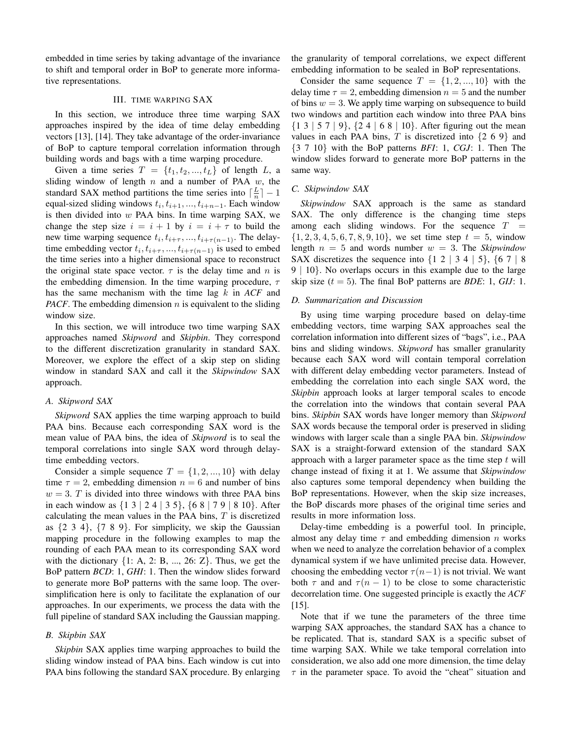embedded in time series by taking advantage of the invariance to shift and temporal order in BoP to generate more informative representations.

## III. Time Warping SAX

In this section, we introduce three time warping SAX approaches inspired by the idea of time delay embedding vectors [13], [14]. They take advantage of the order-invariance of BoP to capture temporal correlation information through building words and bags with a time warping procedure.

Given a time series $T = \{t_1, t_2, ..., t_L\}$ of length $L$, a sliding window of length $n$ and a number of PAA $w$, the standard SAX method partitions the time series into $\lceil \frac{L}{n} \rceil - 1$ equal-sized sliding windows $t_i, t_{i+1}, ..., t_{i+n-1}$. Each window is then divided into $w$ PAA bins. In time warping SAX, we change the step size $i = i+1$ by $i = i + \tau$ to build the new time warping sequence $t_i, t_{i+\tau}, ..., t_{i+\tau(n-1)}$. The delay-time embedding vector $t_i, t_{i+\tau}, ..., t_{i+\tau(n-1)}$ is used to embed the time series into a higher dimensional space to reconstruct the original state space vector. $\tau$ is the delay time and $n$ is the embedding dimension. In the time warping procedure, $\tau$ has the same mechanism with the time lag $k$ in *ACF* and *PACF*. The embedding dimension $n$ is equivalent to the sliding window size.

In this section, we will introduce two time warping SAX approaches named *Skipword* and *Skipbin*. They correspond to the different discretization granularity in standard SAX. Moreover, we explore the effect of a skip step on sliding window in standard SAX and call it the *Skipwindow* SAX approach.

### A. Skipword SAX

*Skipword* SAX applies the time warping approach to build PAA bins. Because each corresponding SAX word is the mean value of PAA bins, the idea of *Skipword* is to seal the temporal correlations into single SAX word through delay-time embedding vectors.

Consider a simple sequence $T = \{1, 2, ..., 10\}$ with delay time $\tau = 2$, embedding dimension $n = 6$ and number of bins $w = 3$. $T$ is divided into three windows with three PAA bins in each window as $\{1\ 3 \mid 2\ 4 \mid 3\ 5\}$, $\{6\ 8 \mid 7\ 9 \mid 8\ 10\}$. After calculating the mean values in the PAA bins, $T$ is discretized as $\{2\ 3\ 4\}$, $\{7\ 8\ 9\}$. For simplicity, we skip the Gaussian mapping procedure in the following examples to map the rounding of each PAA mean to its corresponding SAX word with the dictionary $\{1\text{: A}, 2\text{: B}, ..., 26\text{: Z}\}$. Thus, we get the BoP pattern *BCD*: 1, *GHI*: 1. Then the window slides forward to generate more BoP patterns with the same loop. The over-simplification here is only to facilitate the explanation of our approaches. In our experiments, we process the data with the full pipeline of standard SAX including the Gaussian mapping.

### B. Skipbin SAX

*Skipbin* SAX applies time warping approaches to build the sliding window instead of PAA bins. Each window is cut into PAA bins following the standard SAX procedure. By enlarging the granularity of temporal correlations, we expect different embedding information to be sealed in BoP representations.

Consider the same sequence $T = \{1, 2, ..., 10\}$ with the delay time $\tau = 2$, embedding dimension $n = 5$ and the number of bins $w = 3$. We apply time warping on subsequence to build two windows and partition each window into three PAA bins $\{1\ 3 \mid 5\ 7 \mid 9\}$, $\{2\ 4 \mid 6\ 8 \mid 10\}$. After figuring out the mean values in each PAA bins, $T$ is discretized into $\{2\ 6\ 9\}$ and $\{3\ 7\ 10\}$ with the BoP patterns *BFI*: 1, *CGJ*: 1. Then The window slides forward to generate more BoP patterns in the same way.

### C. Skipwindow SAX

*Skipwindow* SAX approach is the same as standard SAX. The only difference is the changing time steps among each sliding windows. For the sequence $T = \{1, 2, 3, 4, 5, 6, 7, 8, 9, 10\}$, we set time step $t = 5$, window length $n = 5$ and words number $w = 3$. The *Skipwindow* SAX discretizes the sequence into $\{1\ 2 \mid 3\ 4 \mid 5\}$, $\{6\ 7 \mid 8\ 9 \mid 10\}$. No overlaps occurs in this example due to the large skip size ($t = 5$). The final BoP patterns are *BDE*: 1, *GIJ*: 1.

### D. Summarization and Discussion

By using time warping procedure based on delay-time embedding vectors, time warping SAX approaches seal the correlation information into different sizes of "bags", i.e., PAA bins and sliding windows. *Skipword* has smaller granularity because each SAX word will contain temporal correlation with different delay embedding vector parameters. Instead of embedding the correlation into each single SAX word, the *Skipbin* approach looks at larger temporal scales to encode the correlation into the windows that contain several PAA bins. *Skipbin* SAX words have longer memory than *Skipword* SAX words because the temporal order is preserved in sliding windows with larger scale than a single PAA bin. *Skipwindow* SAX is a straight-forward extension of the standard SAX approach with a larger parameter space as the time step $t$ will change instead of fixing it at 1. We assume that *Skipwindow* also captures some temporal dependency when building the BoP representations. However, when the skip size increases, the BoP discards more phases of the original time series and results in more information loss.

Delay-time embedding is a powerful tool. In principle, almost any delay time $\tau$ and embedding dimension $n$ works when we need to analyze the correlation behavior of a complex dynamical system if we have unlimited precise data. However, choosing the embedding vector $\tau(n-1)$ is not trivial. We want both $\tau$ and and $\tau(n-1)$ to be close to some characteristic decorrelation time. One suggested principle is exactly the *ACF* [15].

Note that if we tune the parameters of the three time warping SAX approaches, the standard SAX has a chance to be replicated. That is, standard SAX is a specific subset of time warping SAX. While we take temporal correlation into consideration, we also add one more dimension, the time delay $\tau$ in the parameter space. To avoid the "cheat" situation and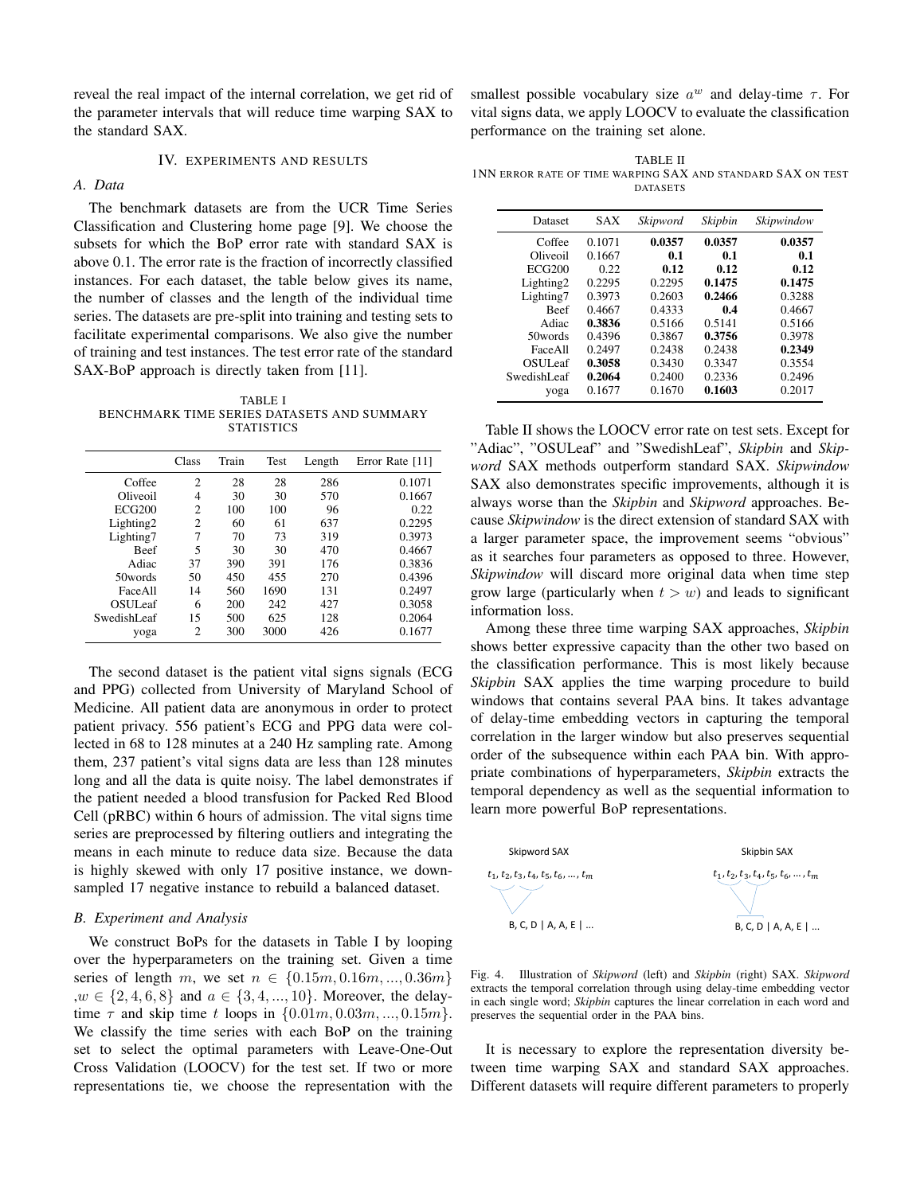reveal the real impact of the internal correlation, we get rid of the parameter intervals that will reduce time warping SAX to the standard SAX.

## IV. Experiments and Results

### A. Data

The benchmark datasets are from the UCR Time Series Classification and Clustering home page [9]. We choose the subsets for which the BoP error rate with standard SAX is above 0.1. The error rate is the fraction of incorrectly classified instances. For each dataset, the table below gives its name, the number of classes and the length of the individual time series. The datasets are pre-split into training and testing sets to facilitate experimental comparisons. We also give the number of training and test instances. The test error rate of the standard SAX-BoP approach is directly taken from [11].

TABLE I
BENCHMARK TIME SERIES DATASETS AND SUMMARY STATISTICS

| | Class | Train | Test | Length | Error Rate [11] |
|---|---|---|---|---|---|
| Coffee | 2 | 28 | 28 | 286 | 0.1071 |
| Oliveoil | 4 | 30 | 30 | 570 | 0.1667 |
| ECG200 | 2 | 100 | 100 | 96 | 0.22 |
| Lighting2 | 2 | 60 | 61 | 637 | 0.2295 |
| Lighting7 | 7 | 70 | 73 | 319 | 0.3973 |
| Beef | 5 | 30 | 30 | 470 | 0.4667 |
| Adiac | 37 | 390 | 391 | 176 | 0.3836 |
| 50words | 50 | 450 | 455 | 270 | 0.4396 |
| FaceAll | 14 | 560 | 1690 | 131 | 0.2497 |
| OSULeaf | 6 | 200 | 242 | 427 | 0.3058 |
| SwedishLeaf | 15 | 500 | 625 | 128 | 0.2064 |
| yoga | 2 | 300 | 3000 | 426 | 0.1677 |

The second dataset is the patient vital signs signals (ECG and PPG) collected from University of Maryland School of Medicine. All patient data are anonymous in order to protect patient privacy. 556 patient's ECG and PPG data were collected in 68 to 128 minutes at a 240 Hz sampling rate. Among them, 237 patient's vital signs data are less than 128 minutes long and all the data is quite noisy. The label demonstrates if the patient needed a blood transfusion for Packed Red Blood Cell (pRBC) within 6 hours of admission. The vital signs time series are preprocessed by filtering outliers and integrating the means in each minute to reduce data size. Because the data is highly skewed with only 17 positive instance, we downsampled 17 negative instance to rebuild a balanced dataset.

### B. Experiment and Analysis

We construct BoPs for the datasets in Table I by looping over the hyperparameters on the training set. Given a time series of length $m$, we set $n \in \{0.15m, 0.16m, ..., 0.36m\}$ ,$w \in \{2, 4, 6, 8\}$ and $a \in \{3, 4, ..., 10\}$. Moreover, the delay-time $\tau$ and skip time $t$ loops in $\{0.01m, 0.03m, ..., 0.15m\}$. We classify the time series with each BoP on the training set to select the optimal parameters with Leave-One-Out Cross Validation (LOOCV) for the test set. If two or more representations tie, we choose the representation with the smallest possible vocabulary size $a^w$ and delay-time $\tau$. For vital signs data, we apply LOOCV to evaluate the classification performance on the training set alone.

TABLE II
1NN ERROR RATE OF TIME WARPING SAX AND STANDARD SAX ON TEST DATASETS

| Dataset | SAX | *Skipword* | *Skipbin* | *Skipwindow* |
|---|---|---|---|---|
| Coffee | 0.1071 | **0.0357** | **0.0357** | **0.0357** |
| Oliveoil | 0.1667 | **0.1** | **0.1** | **0.1** |
| ECG200 | 0.22 | **0.12** | **0.12** | **0.12** |
| Lighting2 | 0.2295 | 0.2295 | **0.1475** | **0.1475** |
| Lighting7 | 0.3973 | 0.2603 | **0.2466** | 0.3288 |
| Beef | 0.4667 | 0.4333 | **0.4** | 0.4667 |
| Adiac | **0.3836** | 0.5166 | 0.5141 | 0.5166 |
| 50words | 0.4396 | 0.3867 | **0.3756** | 0.3978 |
| FaceAll | 0.2497 | 0.2438 | 0.2438 | **0.2349** |
| OSULeaf | **0.3058** | 0.3430 | 0.3347 | 0.3554 |
| SwedishLeaf | **0.2064** | 0.2400 | 0.2336 | 0.2496 |
| yoga | 0.1677 | 0.1670 | **0.1603** | 0.2017 |

Table II shows the LOOCV error rate on test sets. Except for "Adiac", "OSULeaf" and "SwedishLeaf", *Skipbin* and *Skipword* SAX methods outperform standard SAX. *Skipwindow* SAX also demonstrates specific improvements, although it is always worse than the *Skipbin* and *Skipword* approaches. Because *Skipwindow* is the direct extension of standard SAX with a larger parameter space, the improvement seems "obvious" as it searches four parameters as opposed to three. However, *Skipwindow* will discard more original data when time step grow large (particularly when $t > w$) and leads to significant information loss.

Among these three time warping SAX approaches, *Skipbin* shows better expressive capacity than the other two based on the classification performance. This is most likely because *Skipbin* SAX applies the time warping procedure to build windows that contains several PAA bins. It takes advantage of delay-time embedding vectors in capturing the temporal correlation in the larger window but also preserves sequential order of the subsequence within each PAA bin. With appropriate combinations of hyperparameters, *Skipbin* extracts the temporal dependency as well as the sequential information to learn more powerful BoP representations.

Skipword SAX

$t_1, t_2, t_3, t_4, t_5, t_6, \ldots, t_m$

B, C, D | A, A, E | ...

Skipbin SAX

$t_1, t_2, t_3, t_4, t_5, t_6, \ldots, t_m$

B, C, D | A, A, E | ...

Fig. 4. Illustration of *Skipword* (left) and *Skipbin* (right) SAX. *Skipword* extracts the temporal correlation through using delay-time embedding vector in each single word; *Skipbin* captures the linear correlation in each word and preserves the sequential order in the PAA bins.

It is necessary to explore the representation diversity between time warping SAX and standard SAX approaches. Different datasets will require different parameters to properly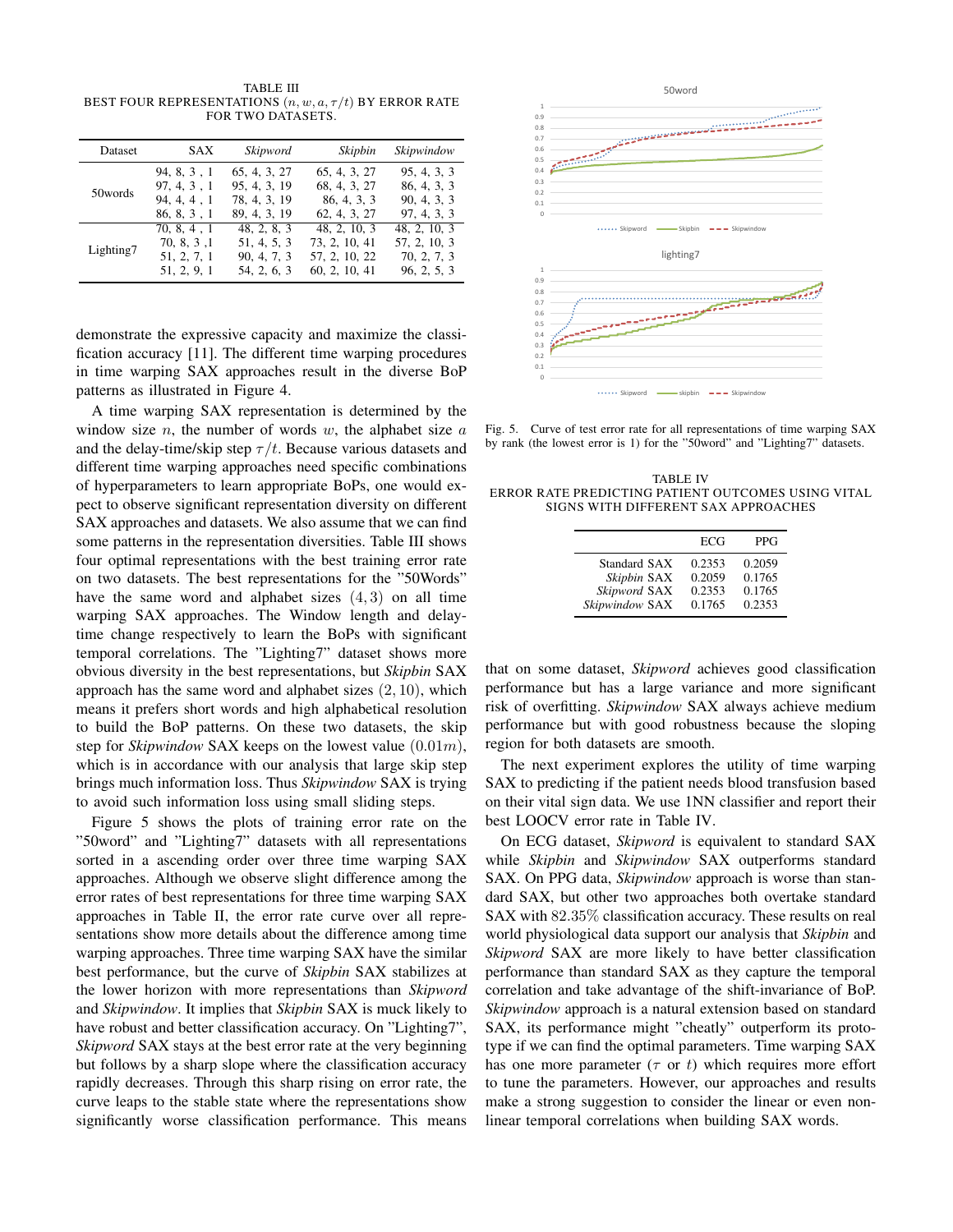TABLE III
BEST FOUR REPRESENTATIONS $(n, w, a, \tau/t)$ BY ERROR RATE FOR TWO DATASETS.

| Dataset | SAX | *Skipword* | *Skipbin* | *Skipwindow* |
|---|---|---|---|---|
| 50words | 94, 8, 3 , 1 | 65, 4, 3, 27 | 65, 4, 3, 27 | 95, 4, 3, 3 |
| | 97, 4, 3 , 1 | 95, 4, 3, 19 | 68, 4, 3, 27 | 86, 4, 3, 3 |
| | 94, 4, 4 , 1 | 78, 4, 3, 19 | 86, 4, 3, 3 | 90, 4, 3, 3 |
| | 86, 8, 3 , 1 | 89, 4, 3, 19 | 62, 4, 3, 27 | 97, 4, 3, 3 |
| Lighting7 | 70, 8, 4 , 1 | 48, 2, 8, 3 | 48, 2, 10, 3 | 48, 2, 10, 3 |
| | 70, 8, 3 ,1 | 51, 4, 5, 3 | 73, 2, 10, 41 | 57, 2, 10, 3 |
| | 51, 2, 7, 1 | 90, 4, 7, 3 | 57, 2, 10, 22 | 70, 2, 7, 3 |
| | 51, 2, 9, 1 | 54, 2, 6, 3 | 60, 2, 10, 41 | 96, 2, 5, 3 |

demonstrate the expressive capacity and maximize the classification accuracy [11]. The different time warping procedures in time warping SAX approaches result in the diverse BoP patterns as illustrated in Figure 4.

A time warping SAX representation is determined by the window size $n$, the number of words $w$, the alphabet size $a$ and the delay-time/skip step $\tau/t$. Because various datasets and different time warping approaches need specific combinations of hyperparameters to learn appropriate BoPs, one would expect to observe significant representation diversity on different SAX approaches and datasets. We also assume that we can find some patterns in the representation diversities. Table III shows four optimal representations with the best training error rate on two datasets. The best representations for the "50Words" have the same word and alphabet sizes $(4, 3)$ on all time warping SAX approaches. The Window length and delay-time change respectively to learn the BoPs with significant temporal correlations. The "Lighting7" dataset shows more obvious diversity in the best representations, but *Skipbin* SAX approach has the same word and alphabet sizes $(2, 10)$, which means it prefers short words and high alphabetical resolution to build the BoP patterns. On these two datasets, the skip step for *Skipwindow* SAX keeps on the lowest value $(0.01m)$, which is in accordance with our analysis that large skip step brings much information loss. Thus *Skipwindow* SAX is trying to avoid such information loss using small sliding steps.

Figure 5 shows the plots of training error rate on the "50word" and "Lighting7" datasets with all representations sorted in a ascending order over three time warping SAX approaches. Although we observe slight difference among the error rates of best representations for three time warping SAX approaches in Table II, the error rate curve over all representations show more details about the difference among time warping approaches. Three time warping SAX have the similar best performance, but the curve of *Skipbin* SAX stabilizes at the lower horizon with more representations than *Skipword* and *Skipwindow*. It implies that *Skipbin* SAX is muck likely to have robust and better classification accuracy. On "Lighting7", *Skipword* SAX stays at the best error rate at the very beginning but follows by a sharp slope where the classification accuracy rapidly decreases. Through this sharp rising on error rate, the curve leaps to the stable state where the representations show significantly worse classification performance. This means that on some dataset, *Skipword* achieves good classification performance but has a large variance and more significant risk of overfitting. *Skipwindow* SAX always achieve medium performance but with good robustness because the sloping region for both datasets are smooth.

Fig. 5. Curve of test error rate for all representations of time warping SAX by rank (the lowest error is 1) for the "50word" and "Lighting7" datasets.

TABLE IV
ERROR RATE PREDICTING PATIENT OUTCOMES USING VITAL SIGNS WITH DIFFERENT SAX APPROACHES

| | ECG | PPG |
|---|---|---|
| Standard SAX | 0.2353 | 0.2059 |
| *Skipbin* SAX | 0.2059 | 0.1765 |
| *Skipword* SAX | 0.2353 | 0.1765 |
| *Skipwindow* SAX | 0.1765 | 0.2353 |

The next experiment explores the utility of time warping SAX to predicting if the patient needs blood transfusion based on their vital sign data. We use 1NN classifier and report their best LOOCV error rate in Table IV.

On ECG dataset, *Skipword* is equivalent to standard SAX while *Skipbin* and *Skipwindow* SAX outperforms standard SAX. On PPG data, *Skipwindow* approach is worse than standard SAX, but other two approaches both overtake standard SAX with 82.35% classification accuracy. These results on real world physiological data support our analysis that *Skipbin* and *Skipword* SAX are more likely to have better classification performance than standard SAX as they capture the temporal correlation and take advantage of the shift-invariance of BoP. *Skipwindow* approach is a natural extension based on standard SAX, its performance might "cheatly" outperform its prototype if we can find the optimal parameters. Time warping SAX has one more parameter ($\tau$ or $t$) which requires more effort to tune the parameters. However, our approaches and results make a strong suggestion to consider the linear or even non-linear temporal correlations when building SAX words.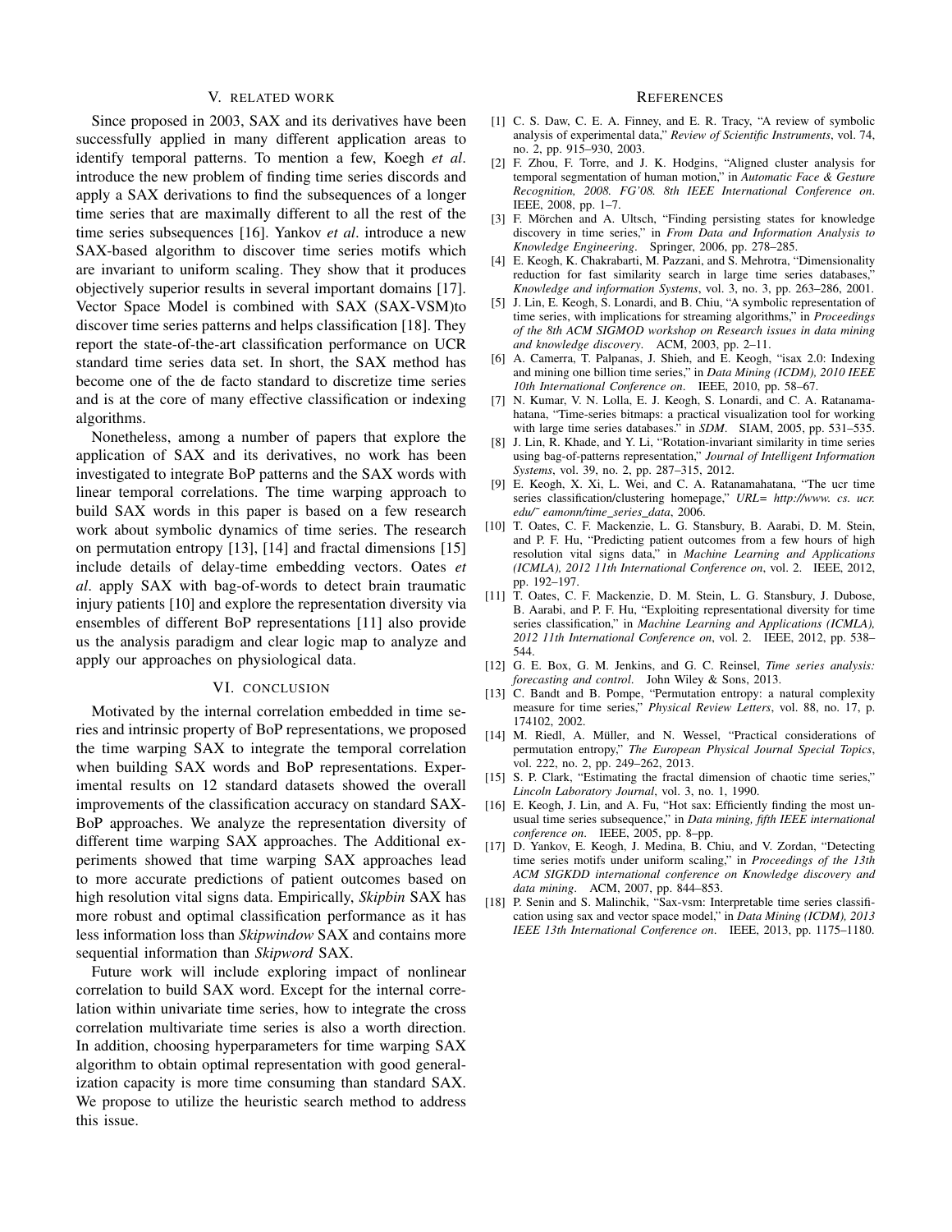## V. Related Work

Since proposed in 2003, SAX and its derivatives have been successfully applied in many different application areas to identify temporal patterns. To mention a few, Koegh *et al*. introduce the new problem of finding time series discords and apply a SAX derivations to find the subsequences of a longer time series that are maximally different to all the rest of the time series subsequences [16]. Yankov *et al*. introduce a new SAX-based algorithm to discover time series motifs which are invariant to uniform scaling. They show that it produces objectively superior results in several important domains [17]. Vector Space Model is combined with SAX (SAX-VSM)to discover time series patterns and helps classification [18]. They report the state-of-the-art classification performance on UCR standard time series data set. In short, the SAX method has become one of the de facto standard to discretize time series and is at the core of many effective classification or indexing algorithms.

Nonetheless, among a number of papers that explore the application of SAX and its derivatives, no work has been investigated to integrate BoP patterns and the SAX words with linear temporal correlations. The time warping approach to build SAX words in this paper is based on a few research work about symbolic dynamics of time series. The research on permutation entropy [13], [14] and fractal dimensions [15] include details of delay-time embedding vectors. Oates *et al*. apply SAX with bag-of-words to detect brain traumatic injury patients [10] and explore the representation diversity via ensembles of different BoP representations [11] also provide us the analysis paradigm and clear logic map to analyze and apply our approaches on physiological data.

## VI. Conclusion

Motivated by the internal correlation embedded in time series and intrinsic property of BoP representations, we proposed the time warping SAX to integrate the temporal correlation when building SAX words and BoP representations. Experimental results on 12 standard datasets showed the overall improvements of the classification accuracy on standard SAX-BoP approaches. We analyze the representation diversity of different time warping SAX approaches. The Additional experiments showed that time warping SAX approaches lead to more accurate predictions of patient outcomes based on high resolution vital signs data. Empirically, *Skipbin* SAX has more robust and optimal classification performance as it has less information loss than *Skipwindow* SAX and contains more sequential information than *Skipword* SAX.

Future work will include exploring impact of nonlinear correlation to build SAX word. Except for the internal correlation within univariate time series, how to integrate the cross correlation multivariate time series is also a worth direction. In addition, choosing hyperparameters for time warping SAX algorithm to obtain optimal representation with good generalization capacity is more time consuming than standard SAX. We propose to utilize the heuristic search method to address this issue.

## References

[1] C. S. Daw, C. E. A. Finney, and E. R. Tracy, "A review of symbolic analysis of experimental data," *Review of Scientific Instruments*, vol. 74, no. 2, pp. 915–930, 2003.

[2] F. Zhou, F. Torre, and J. K. Hodgins, "Aligned cluster analysis for temporal segmentation of human motion," in *Automatic Face & Gesture Recognition, 2008. FG'08. 8th IEEE International Conference on*. IEEE, 2008, pp. 1–7.

[3] F. Mörchen and A. Ultsch, "Finding persisting states for knowledge discovery in time series," in *From Data and Information Analysis to Knowledge Engineering*. Springer, 2006, pp. 278–285.

[4] E. Keogh, K. Chakrabarti, M. Pazzani, and S. Mehrotra, "Dimensionality reduction for fast similarity search in large time series databases," *Knowledge and information Systems*, vol. 3, no. 3, pp. 263–286, 2001.

[5] J. Lin, E. Keogh, S. Lonardi, and B. Chiu, "A symbolic representation of time series, with implications for streaming algorithms," in *Proceedings of the 8th ACM SIGMOD workshop on Research issues in data mining and knowledge discovery*. ACM, 2003, pp. 2–11.

[6] A. Camerra, T. Palpanas, J. Shieh, and E. Keogh, "isax 2.0: Indexing and mining one billion time series," in *Data Mining (ICDM), 2010 IEEE 10th International Conference on*. IEEE, 2010, pp. 58–67.

[7] N. Kumar, V. N. Lolla, E. J. Keogh, S. Lonardi, and C. A. Ratanamahatana, "Time-series bitmaps: a practical visualization tool for working with large time series databases." in *SDM*. SIAM, 2005, pp. 531–535.

[8] J. Lin, R. Khade, and Y. Li, "Rotation-invariant similarity in time series using bag-of-patterns representation," *Journal of Intelligent Information Systems*, vol. 39, no. 2, pp. 287–315, 2012.

[9] E. Keogh, X. Xi, L. Wei, and C. A. Ratanamahatana, "The ucr time series classification/clustering homepage," *URL= http://www. cs. ucr. edu/˜ eamonn/time_series_data*, 2006.

[10] T. Oates, C. F. Mackenzie, L. G. Stansbury, B. Aarabi, D. M. Stein, and P. F. Hu, "Predicting patient outcomes from a few hours of high resolution vital signs data," in *Machine Learning and Applications (ICMLA), 2012 11th International Conference on*, vol. 2. IEEE, 2012, pp. 192–197.

[11] T. Oates, C. F. Mackenzie, D. M. Stein, L. G. Stansbury, J. Dubose, B. Aarabi, and P. F. Hu, "Exploiting representational diversity for time series classification," in *Machine Learning and Applications (ICMLA), 2012 11th International Conference on*, vol. 2. IEEE, 2012, pp. 538–544.

[12] G. E. Box, G. M. Jenkins, and G. C. Reinsel, *Time series analysis: forecasting and control*. John Wiley & Sons, 2013.

[13] C. Bandt and B. Pompe, "Permutation entropy: a natural complexity measure for time series," *Physical Review Letters*, vol. 88, no. 17, p. 174102, 2002.

[14] M. Riedl, A. Müller, and N. Wessel, "Practical considerations of permutation entropy," *The European Physical Journal Special Topics*, vol. 222, no. 2, pp. 249–262, 2013.

[15] S. P. Clark, "Estimating the fractal dimension of chaotic time series," *Lincoln Laboratory Journal*, vol. 3, no. 1, 1990.

[16] E. Keogh, J. Lin, and A. Fu, "Hot sax: Efficiently finding the most unusual time series subsequence," in *Data mining, fifth IEEE international conference on*. IEEE, 2005, pp. 8–pp.

[17] D. Yankov, E. Keogh, J. Medina, B. Chiu, and V. Zordan, "Detecting time series motifs under uniform scaling," in *Proceedings of the 13th ACM SIGKDD international conference on Knowledge discovery and data mining*. ACM, 2007, pp. 844–853.

[18] P. Senin and S. Malinchik, "Sax-vsm: Interpretable time series classification using sax and vector space model," in *Data Mining (ICDM), 2013 IEEE 13th International Conference on*. IEEE, 2013, pp. 1175–1180.